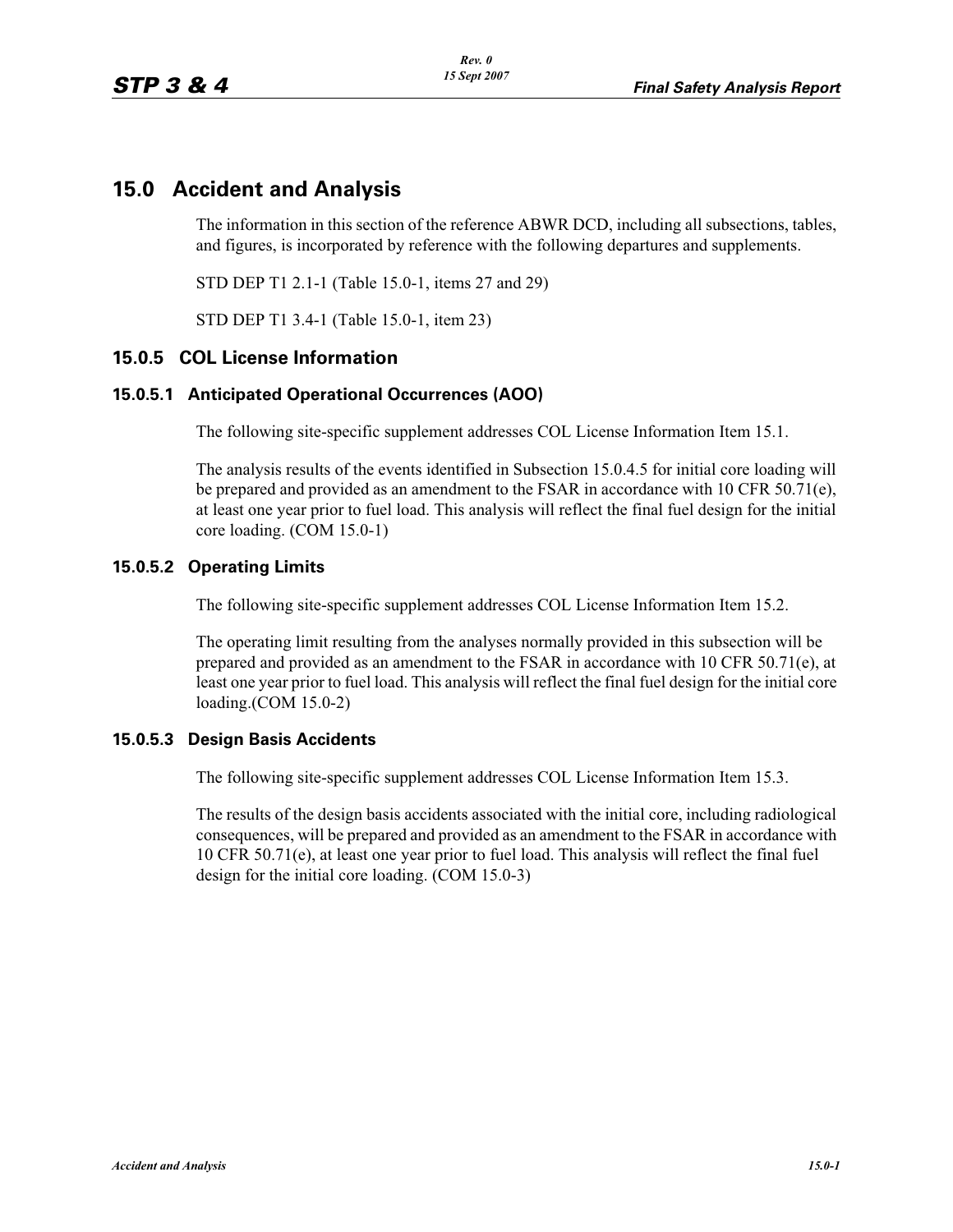# 15.0 Accident and Analysis

The information in this section of the reference ABWR DCD, including all subsections, tables, and figures, is incorporated by reference with the following departures and supplements.

STD DEP T1 2.1-1 (Table 15.0-1, items 27 and 29)

STD DEP T1 3.4-1 (Table 15.0-1, item 23)

## 15.0.5 COL License Information

### 15.0.5.1 Anticipated Operational Occurrences (AOO)

The following site-specific supplement addresses COL License Information Item 15.1.

The analysis results of the events identified in Subsection 15.0.4.5 for initial core loading will be prepared and provided as an amendment to the FSAR in accordance with 10 CFR 50.71(e), at least one year prior to fuel load. This analysis will reflect the final fuel design for the initial core loading. (COM 15.0-1)

### 15.0.5.2 Operating Limits

The following site-specific supplement addresses COL License Information Item 15.2.

The operating limit resulting from the analyses normally provided in this subsection will be prepared and provided as an amendment to the FSAR in accordance with 10 CFR 50.71(e), at least one year prior to fuel load. This analysis will reflect the final fuel design for the initial core loading.(COM 15.0-2)

### 15.0.5.3 Design Basis Accidents

The following site-specific supplement addresses COL License Information Item 15.3.

The results of the design basis accidents associated with the initial core, including radiological consequences, will be prepared and provided as an amendment to the FSAR in accordance with 10 CFR 50.71(e), at least one year prior to fuel load. This analysis will reflect the final fuel design for the initial core loading. (COM 15.0-3)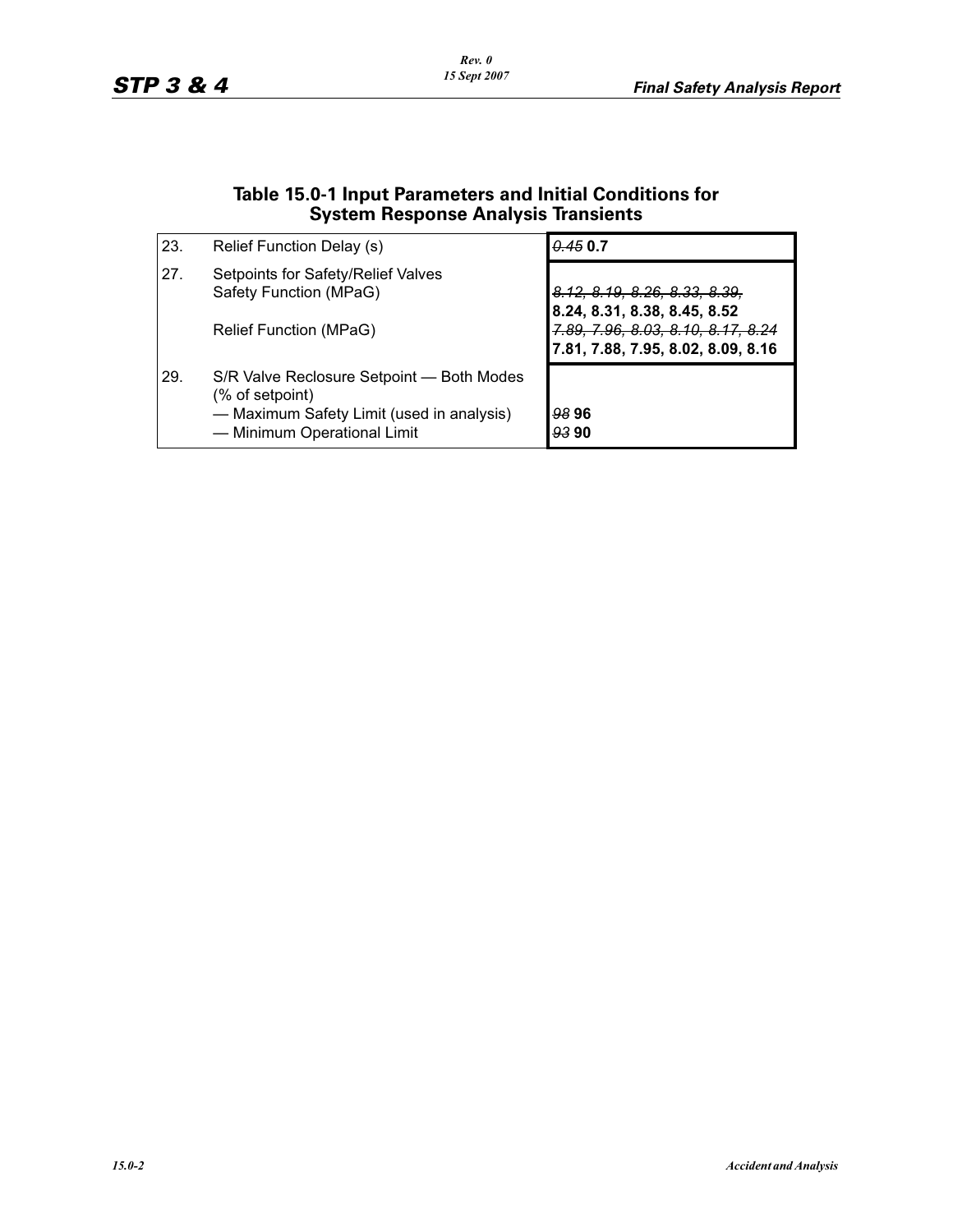## Table 15.0-1 Input Parameters and Initial Conditions for System Response Analysis Transients

| | | |
|---|---|---|
| 23. | Relief Function Delay (s) | ~~*0.45*~~ **0.7** |
| 27. | Setpoints for Safety/Relief Valves<br>Safety Function (MPaG)<br><br>Relief Function (MPaG) | <br>~~*8.12, 8.19, 8.26, 8.33, 8.39,*~~<br>**8.24, 8.31, 8.38, 8.45, 8.52**<br>~~*7.89, 7.96, 8.03, 8.10, 8.17, 8.24*~~<br>**7.81, 7.88, 7.95, 8.02, 8.09, 8.16** |
| 29. | S/R Valve Reclosure Setpoint — Both Modes (% of setpoint)<br>— Maximum Safety Limit (used in analysis)<br>— Minimum Operational Limit | <br><br>~~*98*~~ **96**<br>~~*93*~~ **90** |